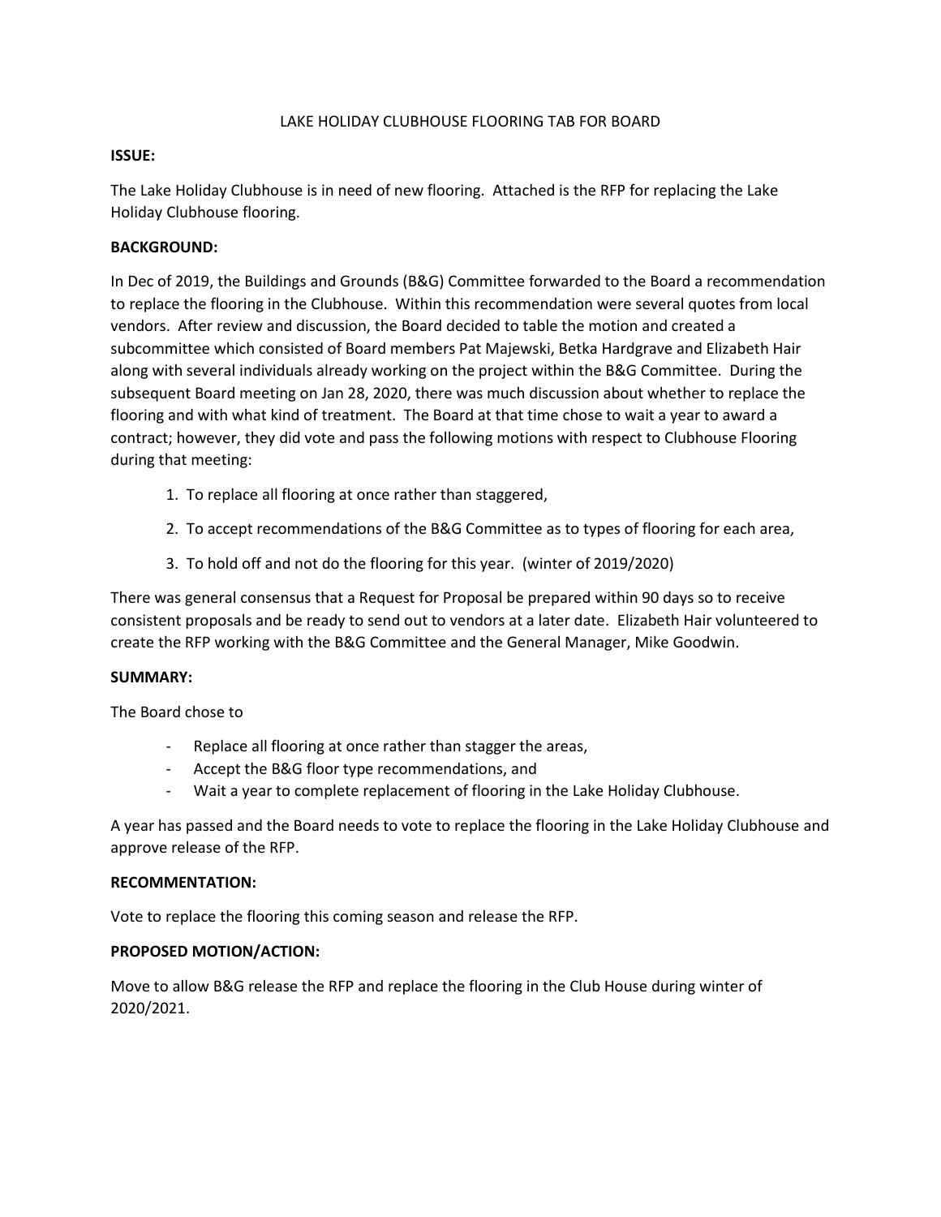# LAKE HOLIDAY CLUBHOUSE FLOORING TAB FOR BOARD

**ISSUE:**

The Lake Holiday Clubhouse is in need of new flooring. Attached is the RFP for replacing the Lake Holiday Clubhouse flooring.

**BACKGROUND:**

In Dec of 2019, the Buildings and Grounds (B&G) Committee forwarded to the Board a recommendation to replace the flooring in the Clubhouse. Within this recommendation were several quotes from local vendors. After review and discussion, the Board decided to table the motion and created a subcommittee which consisted of Board members Pat Majewski, Betka Hardgrave and Elizabeth Hair along with several individuals already working on the project within the B&G Committee. During the subsequent Board meeting on Jan 28, 2020, there was much discussion about whether to replace the flooring and with what kind of treatment. The Board at that time chose to wait a year to award a contract; however, they did vote and pass the following motions with respect to Clubhouse Flooring during that meeting:

1. To replace all flooring at once rather than staggered,
2. To accept recommendations of the B&G Committee as to types of flooring for each area,
3. To hold off and not do the flooring for this year. (winter of 2019/2020)

There was general consensus that a Request for Proposal be prepared within 90 days so to receive consistent proposals and be ready to send out to vendors at a later date. Elizabeth Hair volunteered to create the RFP working with the B&G Committee and the General Manager, Mike Goodwin.

**SUMMARY:**

The Board chose to

- Replace all flooring at once rather than stagger the areas,
- Accept the B&G floor type recommendations, and
- Wait a year to complete replacement of flooring in the Lake Holiday Clubhouse.

A year has passed and the Board needs to vote to replace the flooring in the Lake Holiday Clubhouse and approve release of the RFP.

**RECOMMENTATION:**

Vote to replace the flooring this coming season and release the RFP.

**PROPOSED MOTION/ACTION:**

Move to allow B&G release the RFP and replace the flooring in the Club House during winter of 2020/2021.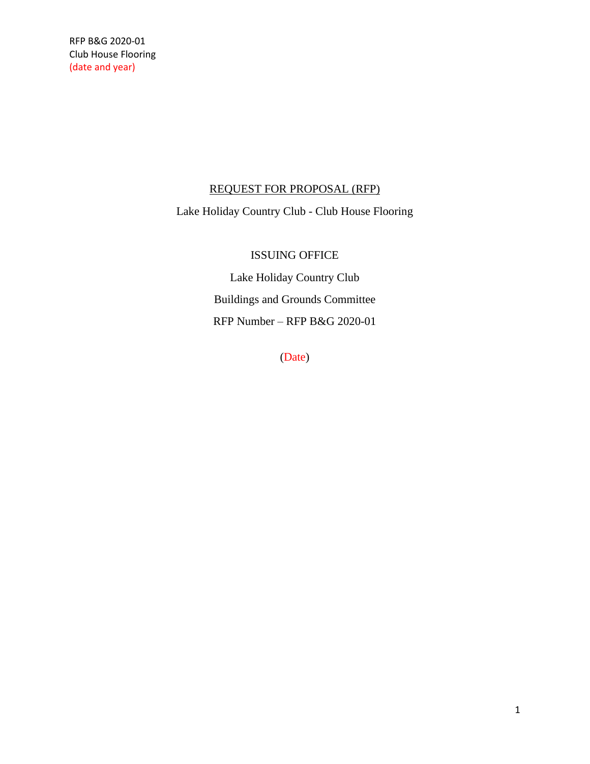RFP B&G 2020-01
Club House Flooring
(date and year)

REQUEST FOR PROPOSAL (RFP)

Lake Holiday Country Club - Club House Flooring

ISSUING OFFICE

Lake Holiday Country Club

Buildings and Grounds Committee

RFP Number – RFP B&G 2020-01

(Date)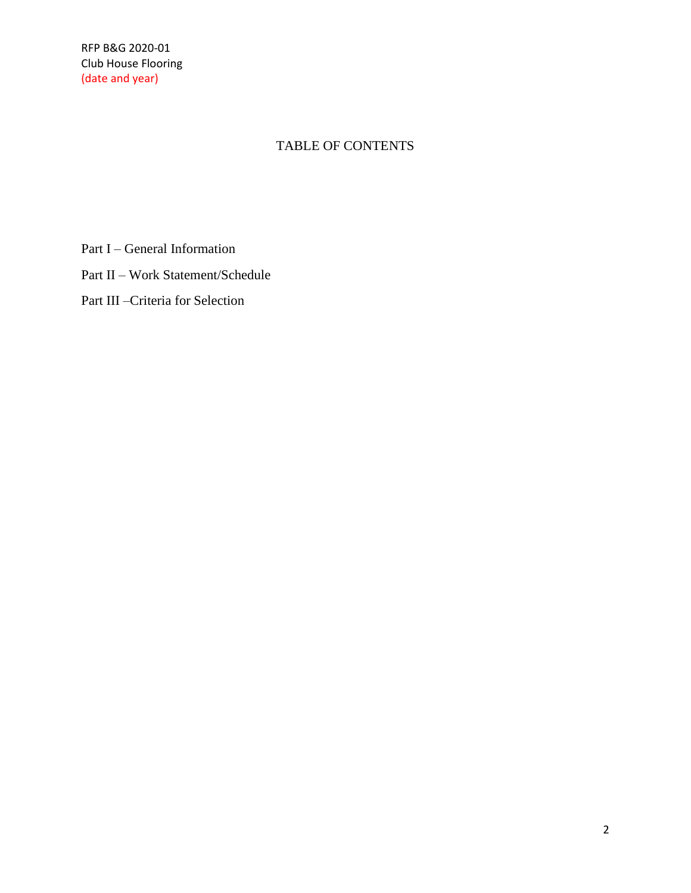RFP B&G 2020-01
Club House Flooring
(date and year)

# TABLE OF CONTENTS

Part I – General Information

Part II – Work Statement/Schedule

Part III –Criteria for Selection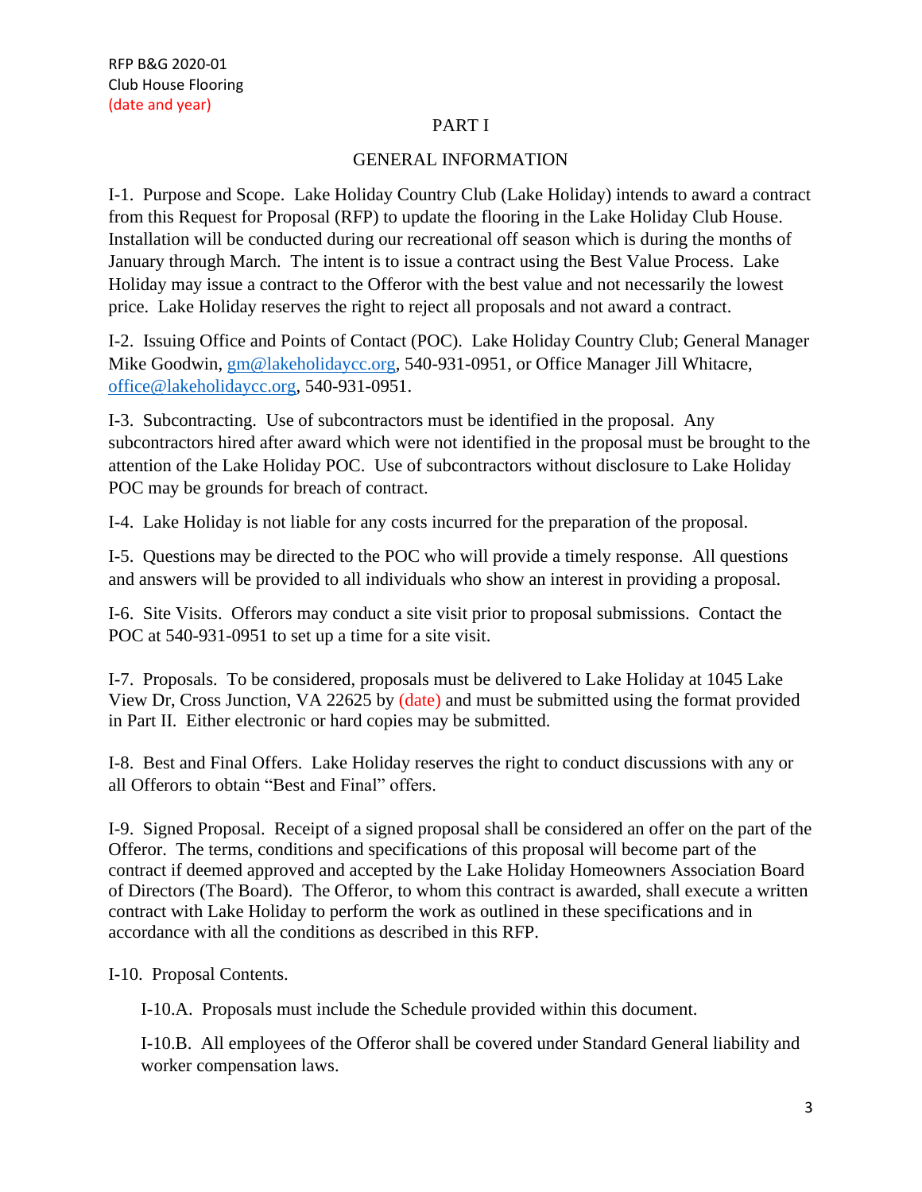RFP B&G 2020-01
Club House Flooring
(date and year)

## PART I

## GENERAL INFORMATION

I-1. Purpose and Scope. Lake Holiday Country Club (Lake Holiday) intends to award a contract from this Request for Proposal (RFP) to update the flooring in the Lake Holiday Club House. Installation will be conducted during our recreational off season which is during the months of January through March. The intent is to issue a contract using the Best Value Process. Lake Holiday may issue a contract to the Offeror with the best value and not necessarily the lowest price. Lake Holiday reserves the right to reject all proposals and not award a contract.

I-2. Issuing Office and Points of Contact (POC). Lake Holiday Country Club; General Manager Mike Goodwin, gm@lakeholidaycc.org, 540-931-0951, or Office Manager Jill Whitacre, office@lakeholidaycc.org, 540-931-0951.

I-3. Subcontracting. Use of subcontractors must be identified in the proposal. Any subcontractors hired after award which were not identified in the proposal must be brought to the attention of the Lake Holiday POC. Use of subcontractors without disclosure to Lake Holiday POC may be grounds for breach of contract.

I-4. Lake Holiday is not liable for any costs incurred for the preparation of the proposal.

I-5. Questions may be directed to the POC who will provide a timely response. All questions and answers will be provided to all individuals who show an interest in providing a proposal.

I-6. Site Visits. Offerors may conduct a site visit prior to proposal submissions. Contact the POC at 540-931-0951 to set up a time for a site visit.

I-7. Proposals. To be considered, proposals must be delivered to Lake Holiday at 1045 Lake View Dr, Cross Junction, VA 22625 by (date) and must be submitted using the format provided in Part II. Either electronic or hard copies may be submitted.

I-8. Best and Final Offers. Lake Holiday reserves the right to conduct discussions with any or all Offerors to obtain "Best and Final" offers.

I-9. Signed Proposal. Receipt of a signed proposal shall be considered an offer on the part of the Offeror. The terms, conditions and specifications of this proposal will become part of the contract if deemed approved and accepted by the Lake Holiday Homeowners Association Board of Directors (The Board). The Offeror, to whom this contract is awarded, shall execute a written contract with Lake Holiday to perform the work as outlined in these specifications and in accordance with all the conditions as described in this RFP.

I-10. Proposal Contents.

I-10.A. Proposals must include the Schedule provided within this document.

I-10.B. All employees of the Offeror shall be covered under Standard General liability and worker compensation laws.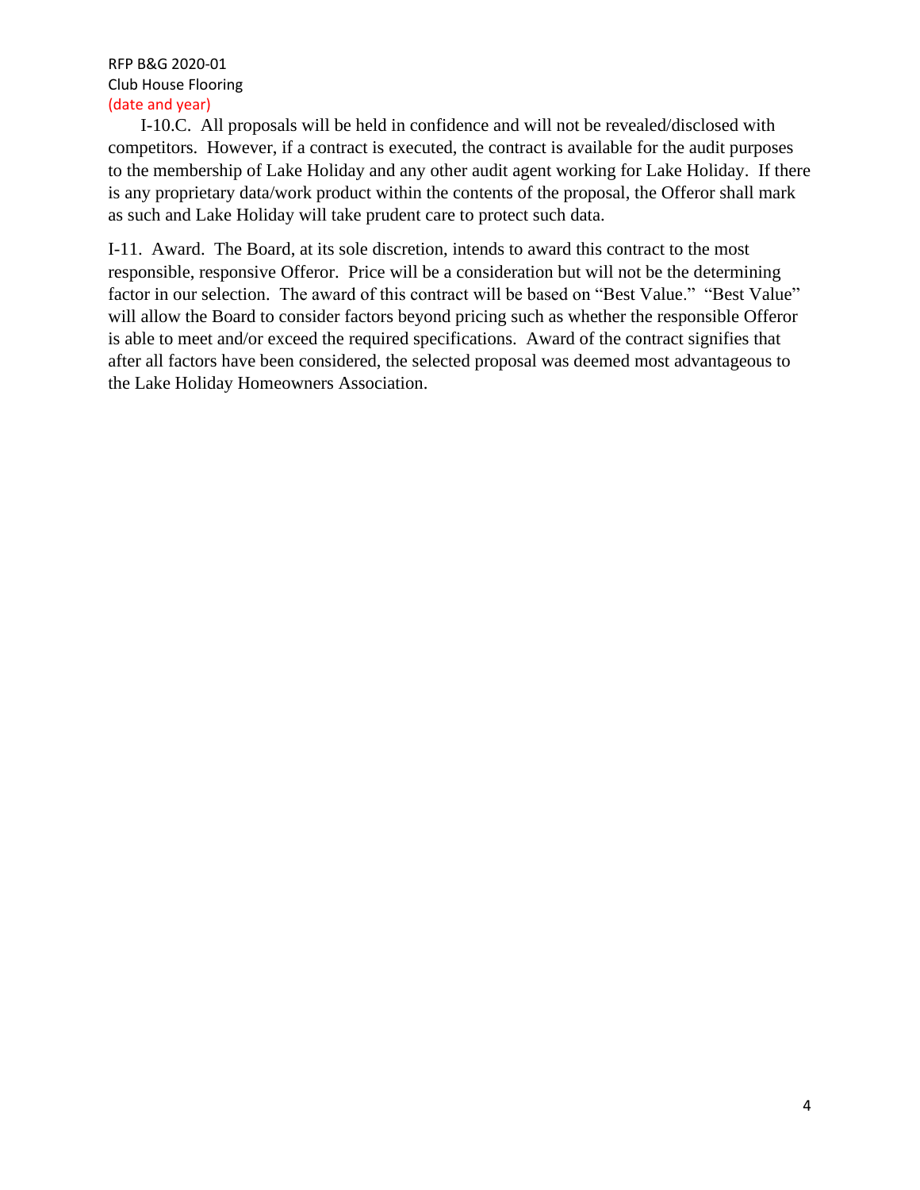I-10.C. All proposals will be held in confidence and will not be revealed/disclosed with competitors. However, if a contract is executed, the contract is available for the audit purposes to the membership of Lake Holiday and any other audit agent working for Lake Holiday. If there is any proprietary data/work product within the contents of the proposal, the Offeror shall mark as such and Lake Holiday will take prudent care to protect such data.

I-11. Award. The Board, at its sole discretion, intends to award this contract to the most responsible, responsive Offeror. Price will be a consideration but will not be the determining factor in our selection. The award of this contract will be based on "Best Value." "Best Value" will allow the Board to consider factors beyond pricing such as whether the responsible Offeror is able to meet and/or exceed the required specifications. Award of the contract signifies that after all factors have been considered, the selected proposal was deemed most advantageous to the Lake Holiday Homeowners Association.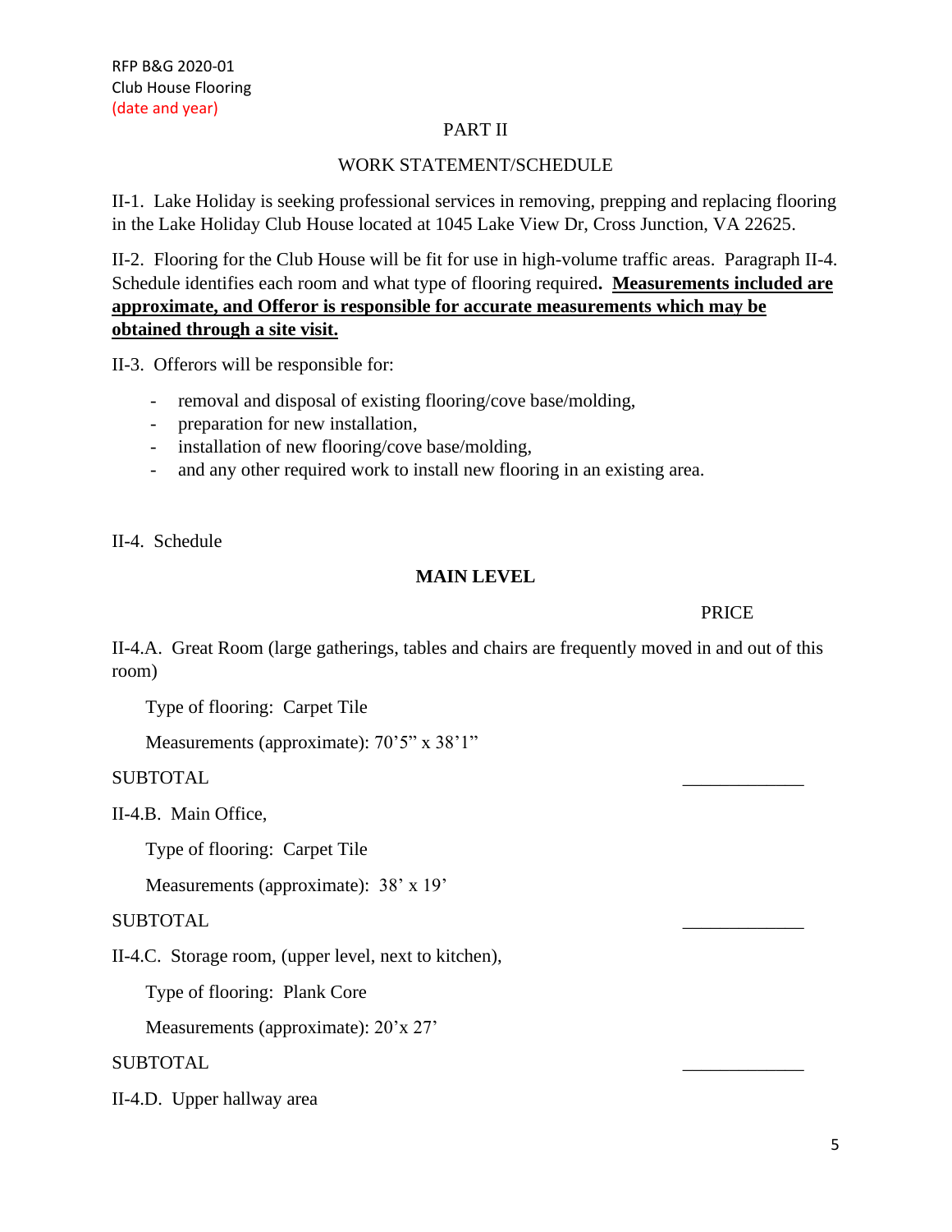## PART II

## WORK STATEMENT/SCHEDULE

II-1. Lake Holiday is seeking professional services in removing, prepping and replacing flooring in the Lake Holiday Club House located at 1045 Lake View Dr, Cross Junction, VA 22625.

II-2. Flooring for the Club House will be fit for use in high-volume traffic areas. Paragraph II-4. Schedule identifies each room and what type of flooring required**. Measurements included are approximate, and Offeror is responsible for accurate measurements which may be obtained through a site visit.**

II-3. Offerors will be responsible for:

- removal and disposal of existing flooring/cove base/molding,
- preparation for new installation,
- installation of new flooring/cove base/molding,
- and any other required work to install new flooring in an existing area.

II-4. Schedule

### MAIN LEVEL

PRICE

II-4.A. Great Room (large gatherings, tables and chairs are frequently moved in and out of this room)

Type of flooring: Carpet Tile

Measurements (approximate): 70'5" x 38'1"

SUBTOTAL _____________

II-4.B. Main Office,

Type of flooring: Carpet Tile

Measurements (approximate): 38' x 19'

SUBTOTAL _____________

II-4.C. Storage room, (upper level, next to kitchen),

Type of flooring: Plank Core

Measurements (approximate): 20'x 27'

SUBTOTAL _____________

II-4.D. Upper hallway area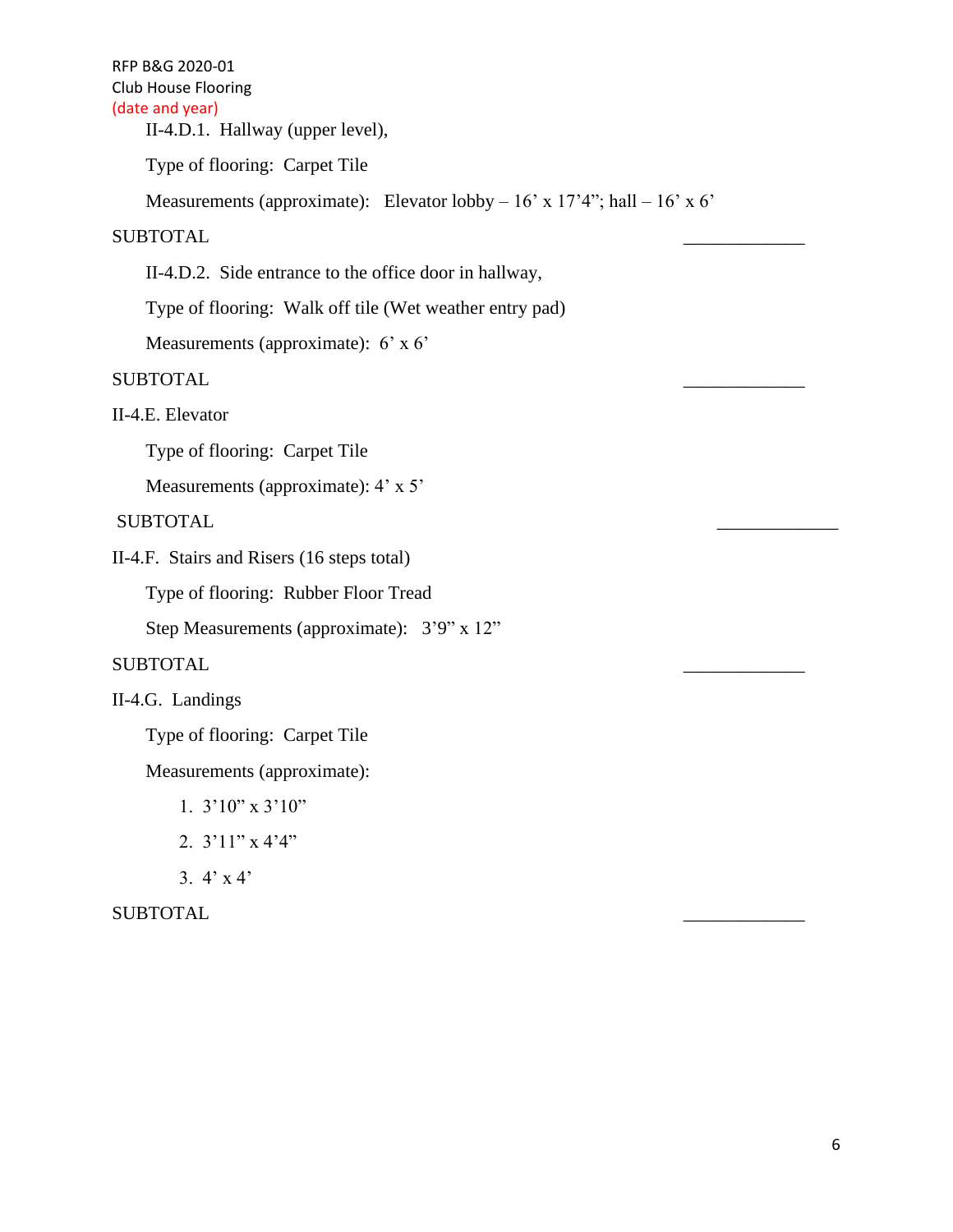II-4.D.1. Hallway (upper level),

Type of flooring: Carpet Tile

Measurements (approximate): Elevator lobby – 16' x 17'4"; hall – 16' x 6'

SUBTOTAL _____________

II-4.D.2. Side entrance to the office door in hallway,

Type of flooring: Walk off tile (Wet weather entry pad)

Measurements (approximate): 6' x 6'

SUBTOTAL _____________

II-4.E. Elevator

Type of flooring: Carpet Tile

Measurements (approximate): 4' x 5'

SUBTOTAL _____________

II-4.F. Stairs and Risers (16 steps total)

Type of flooring: Rubber Floor Tread

Step Measurements (approximate): 3'9" x 12"

SUBTOTAL _____________

II-4.G. Landings

Type of flooring: Carpet Tile

Measurements (approximate):

1. 3'10" x 3'10"
2. 3'11" x 4'4"
3. 4' x 4'

SUBTOTAL _____________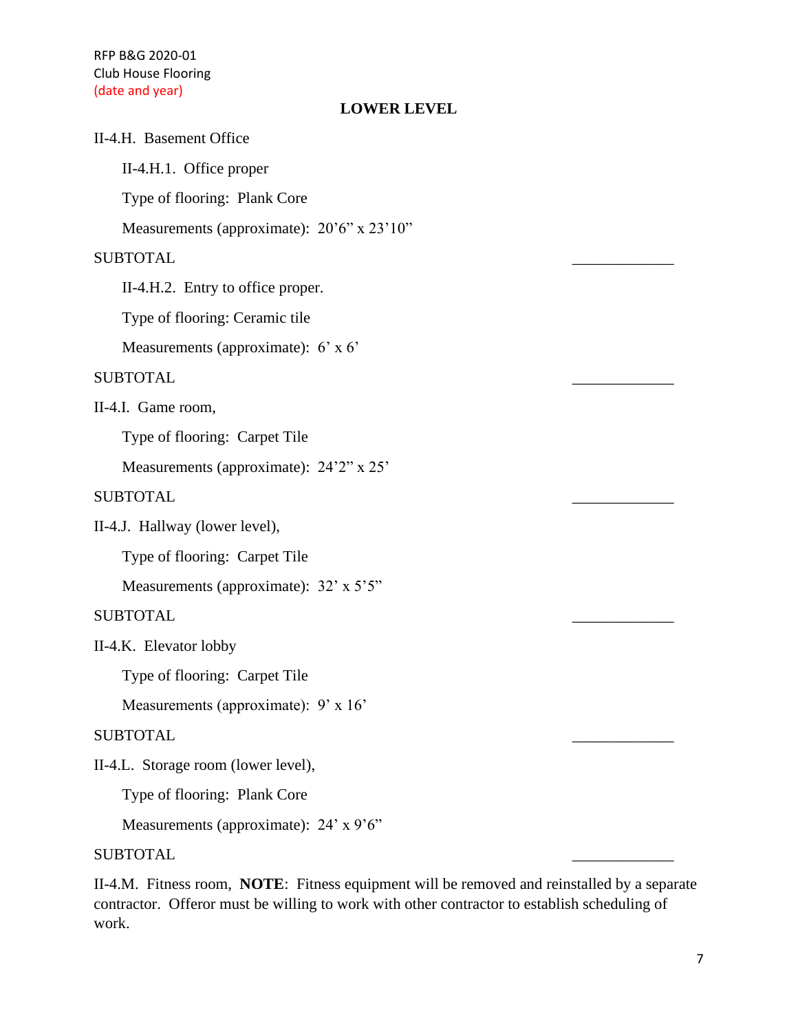## LOWER LEVEL

II-4.H. Basement Office

II-4.H.1. Office proper

Type of flooring: Plank Core

Measurements (approximate): 20’6” x 23’10”

SUBTOTAL _____________

II-4.H.2. Entry to office proper.

Type of flooring: Ceramic tile

Measurements (approximate): 6’ x 6’

SUBTOTAL _____________

II-4.I. Game room,

Type of flooring: Carpet Tile

Measurements (approximate): 24’2” x 25’

SUBTOTAL _____________

II-4.J. Hallway (lower level),

Type of flooring: Carpet Tile

Measurements (approximate): 32’ x 5’5”

SUBTOTAL _____________

II-4.K. Elevator lobby

Type of flooring: Carpet Tile

Measurements (approximate): 9’ x 16’

SUBTOTAL _____________

II-4.L. Storage room (lower level),

Type of flooring: Plank Core

Measurements (approximate): 24’ x 9’6”

SUBTOTAL _____________

II-4.M. Fitness room, **NOTE**: Fitness equipment will be removed and reinstalled by a separate contractor. Offeror must be willing to work with other contractor to establish scheduling of work.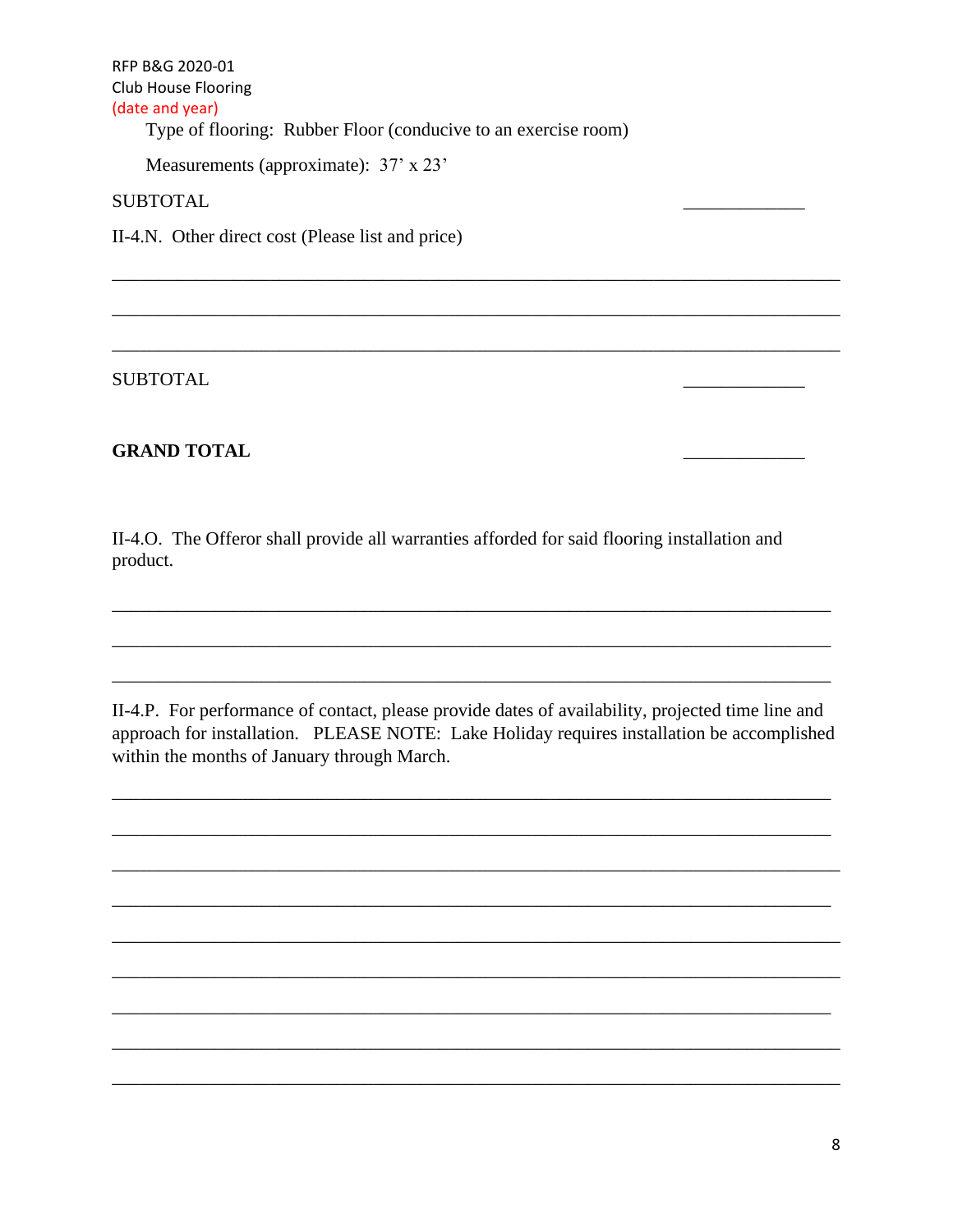Type of flooring: Rubber Floor (conducive to an exercise room)

Measurements (approximate): 37' x 23'

SUBTOTAL _____________

II-4.N. Other direct cost (Please list and price)

_______________________________________________________________________________

_______________________________________________________________________________

_______________________________________________________________________________

SUBTOTAL _____________

**GRAND TOTAL** _____________

II-4.O. The Offeror shall provide all warranties afforded for said flooring installation and product.

_______________________________________________________________________________

_______________________________________________________________________________

_______________________________________________________________________________

II-4.P. For performance of contact, please provide dates of availability, projected time line and approach for installation. PLEASE NOTE: Lake Holiday requires installation be accomplished within the months of January through March.

_______________________________________________________________________________

_______________________________________________________________________________

_______________________________________________________________________________

_______________________________________________________________________________

_______________________________________________________________________________

_______________________________________________________________________________

_______________________________________________________________________________

_______________________________________________________________________________

_______________________________________________________________________________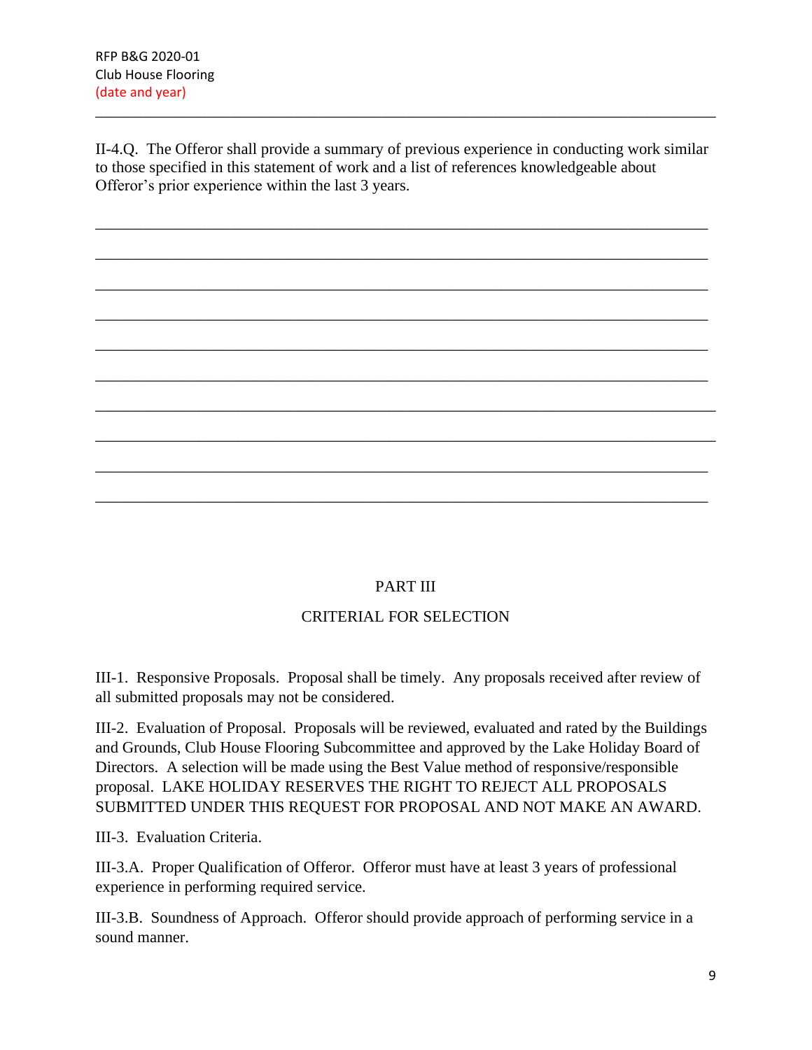II-4.Q. The Offeror shall provide a summary of previous experience in conducting work similar to those specified in this statement of work and a list of references knowledgeable about Offeror's prior experience within the last 3 years.

\_\_\_\_\_\_\_\_\_\_\_\_\_\_\_\_\_\_\_\_\_\_\_\_\_\_\_\_\_\_\_\_\_\_\_\_\_\_\_\_\_\_\_\_\_\_\_\_\_\_\_\_\_\_\_\_\_\_\_\_\_\_\_\_\_\_\_\_\_\_\_\_\_\_

\_\_\_\_\_\_\_\_\_\_\_\_\_\_\_\_\_\_\_\_\_\_\_\_\_\_\_\_\_\_\_\_\_\_\_\_\_\_\_\_\_\_\_\_\_\_\_\_\_\_\_\_\_\_\_\_\_\_\_\_\_\_\_\_\_\_\_\_\_\_\_\_\_\_

\_\_\_\_\_\_\_\_\_\_\_\_\_\_\_\_\_\_\_\_\_\_\_\_\_\_\_\_\_\_\_\_\_\_\_\_\_\_\_\_\_\_\_\_\_\_\_\_\_\_\_\_\_\_\_\_\_\_\_\_\_\_\_\_\_\_\_\_\_\_\_\_\_\_

\_\_\_\_\_\_\_\_\_\_\_\_\_\_\_\_\_\_\_\_\_\_\_\_\_\_\_\_\_\_\_\_\_\_\_\_\_\_\_\_\_\_\_\_\_\_\_\_\_\_\_\_\_\_\_\_\_\_\_\_\_\_\_\_\_\_\_\_\_\_\_\_\_\_

\_\_\_\_\_\_\_\_\_\_\_\_\_\_\_\_\_\_\_\_\_\_\_\_\_\_\_\_\_\_\_\_\_\_\_\_\_\_\_\_\_\_\_\_\_\_\_\_\_\_\_\_\_\_\_\_\_\_\_\_\_\_\_\_\_\_\_\_\_\_\_\_\_\_

\_\_\_\_\_\_\_\_\_\_\_\_\_\_\_\_\_\_\_\_\_\_\_\_\_\_\_\_\_\_\_\_\_\_\_\_\_\_\_\_\_\_\_\_\_\_\_\_\_\_\_\_\_\_\_\_\_\_\_\_\_\_\_\_\_\_\_\_\_\_\_\_\_\_

\_\_\_\_\_\_\_\_\_\_\_\_\_\_\_\_\_\_\_\_\_\_\_\_\_\_\_\_\_\_\_\_\_\_\_\_\_\_\_\_\_\_\_\_\_\_\_\_\_\_\_\_\_\_\_\_\_\_\_\_\_\_\_\_\_\_\_\_\_\_\_\_\_\_

\_\_\_\_\_\_\_\_\_\_\_\_\_\_\_\_\_\_\_\_\_\_\_\_\_\_\_\_\_\_\_\_\_\_\_\_\_\_\_\_\_\_\_\_\_\_\_\_\_\_\_\_\_\_\_\_\_\_\_\_\_\_\_\_\_\_\_\_\_\_\_\_\_\_

\_\_\_\_\_\_\_\_\_\_\_\_\_\_\_\_\_\_\_\_\_\_\_\_\_\_\_\_\_\_\_\_\_\_\_\_\_\_\_\_\_\_\_\_\_\_\_\_\_\_\_\_\_\_\_\_\_\_\_\_\_\_\_\_\_\_\_\_\_\_\_\_\_\_

\_\_\_\_\_\_\_\_\_\_\_\_\_\_\_\_\_\_\_\_\_\_\_\_\_\_\_\_\_\_\_\_\_\_\_\_\_\_\_\_\_\_\_\_\_\_\_\_\_\_\_\_\_\_\_\_\_\_\_\_\_\_\_\_\_\_\_\_\_\_\_\_\_\_

## PART III

## CRITERIAL FOR SELECTION

III-1. Responsive Proposals. Proposal shall be timely. Any proposals received after review of all submitted proposals may not be considered.

III-2. Evaluation of Proposal. Proposals will be reviewed, evaluated and rated by the Buildings and Grounds, Club House Flooring Subcommittee and approved by the Lake Holiday Board of Directors. A selection will be made using the Best Value method of responsive/responsible proposal. LAKE HOLIDAY RESERVES THE RIGHT TO REJECT ALL PROPOSALS SUBMITTED UNDER THIS REQUEST FOR PROPOSAL AND NOT MAKE AN AWARD.

III-3. Evaluation Criteria.

III-3.A. Proper Qualification of Offeror. Offeror must have at least 3 years of professional experience in performing required service.

III-3.B. Soundness of Approach. Offeror should provide approach of performing service in a sound manner.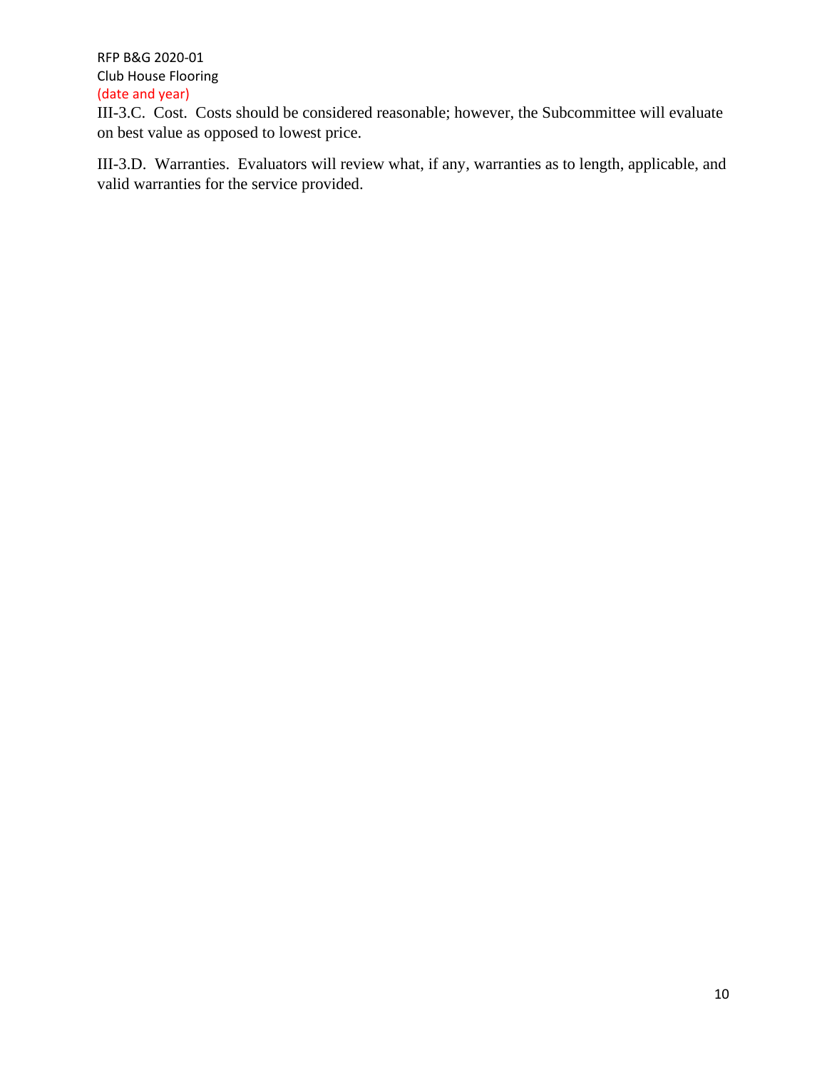III-3.C. Cost. Costs should be considered reasonable; however, the Subcommittee will evaluate on best value as opposed to lowest price.

III-3.D. Warranties. Evaluators will review what, if any, warranties as to length, applicable, and valid warranties for the service provided.